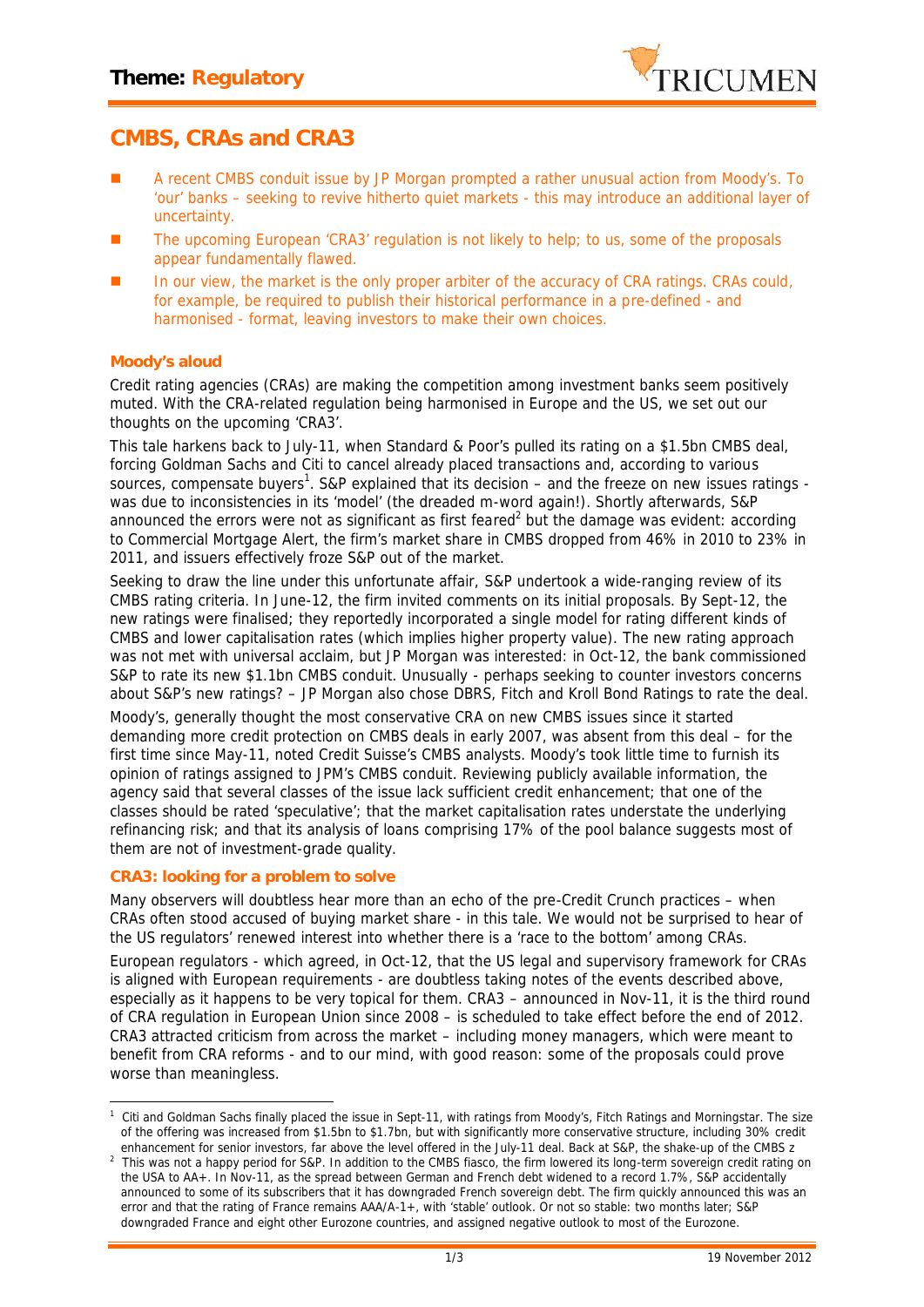**Theme: Regulatory**

# CMBS, CRAs and CRA3

- A recent CMBS conduit issue by JP Morgan prompted a rather unusual action from Moody's. To 'our' banks – seeking to revive hitherto quiet markets - this may introduce an additional layer of uncertainty.
- The upcoming European 'CRA3' regulation is not likely to help; to us, some of the proposals appear fundamentally flawed.
- In our view, the market is the only proper arbiter of the accuracy of CRA ratings. CRAs could, for example, be required to publish their historical performance in a pre-defined - and harmonised - format, leaving investors to make their own choices.

## Moody's aloud

Credit rating agencies (CRAs) are making the competition among investment banks seem positively muted. With the CRA-related regulation being harmonised in Europe and the US, we set out our thoughts on the upcoming 'CRA3'.

This tale harkens back to July-11, when Standard & Poor's pulled its rating on a $1.5bn CMBS deal, forcing Goldman Sachs and Citi to cancel already placed transactions and, according to various sources, compensate buyers[1]. S&P explained that its decision – and the freeze on new issues ratings - was due to inconsistencies in its 'model' (the dreaded m-word again!). Shortly afterwards, S&P announced the errors were not as significant as first feared[2] but the damage was evident: according to Commercial Mortgage Alert, the firm's market share in CMBS dropped from 46% in 2010 to 23% in 2011, and issuers effectively froze S&P out of the market.

Seeking to draw the line under this unfortunate affair, S&P undertook a wide-ranging review of its CMBS rating criteria. In June-12, the firm invited comments on its initial proposals. By Sept-12, the new ratings were finalised; they reportedly incorporated a single model for rating different kinds of CMBS and lower capitalisation rates (which implies higher property value). The new rating approach was not met with universal acclaim, but JP Morgan was interested: in Oct-12, the bank commissioned S&P to rate its new $1.1bn CMBS conduit. Unusually - perhaps seeking to counter investors concerns about S&P's new ratings? – JP Morgan also chose DBRS, Fitch and Kroll Bond Ratings to rate the deal.

Moody's, generally thought the most conservative CRA on new CMBS issues since it started demanding more credit protection on CMBS deals in early 2007, was absent from this deal – for the first time since May-11, noted Credit Suisse's CMBS analysts. Moody's took little time to furnish its opinion of ratings assigned to JPM's CMBS conduit. Reviewing publicly available information, the agency said that several classes of the issue lack sufficient credit enhancement; that one of the classes should be rated 'speculative'; that the market capitalisation rates understate the underlying refinancing risk; and that its analysis of loans comprising 17% of the pool balance suggests most of them are not of investment-grade quality.

## CRA3: looking for a problem to solve

Many observers will doubtless hear more than an echo of the pre-Credit Crunch practices – when CRAs often stood accused of buying market share - in this tale. We would not be surprised to hear of the US regulators' renewed interest into whether there is a 'race to the bottom' among CRAs.

European regulators - which agreed, in Oct-12, that the US legal and supervisory framework for CRAs is aligned with European requirements - are doubtless taking notes of the events described above, especially as it happens to be very topical for them. CRA3 – announced in Nov-11, it is the third round of CRA regulation in European Union since 2008 – is scheduled to take effect before the end of 2012. CRA3 attracted criticism from across the market – including money managers, which were meant to benefit from CRA reforms - and to our mind, with good reason: some of the proposals could prove worse than meaningless.

---

[1] Citi and Goldman Sachs finally placed the issue in Sept-11, with ratings from Moody's, Fitch Ratings and Morningstar. The size of the offering was increased from $1.5bn to $1.7bn, but with significantly more conservative structure, including 30% credit enhancement for senior investors, far above the level offered in the July-11 deal. Back at S&P, the shake-up of the CMBS z

[2] This was not a happy period for S&P. In addition to the CMBS fiasco, the firm lowered its long-term sovereign credit rating on the USA to AA+. In Nov-11, as the spread between German and French debt widened to a record 1.7%, S&P accidentally announced to some of its subscribers that it has downgraded French sovereign debt. The firm quickly announced this was an error and that the rating of France remains AAA/A-1+, with 'stable' outlook. Or not so stable: two months later; S&P downgraded France and eight other Eurozone countries, and assigned negative outlook to most of the Eurozone.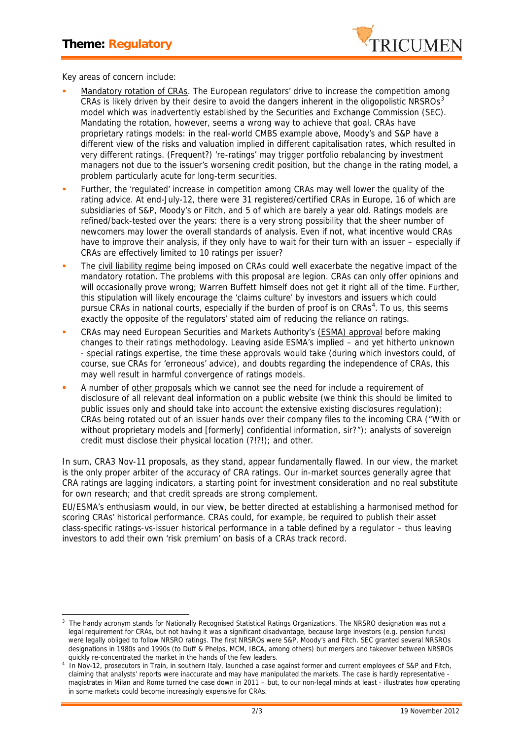Key areas of concern include:

- Mandatory rotation of CRAs. The European regulators' drive to increase the competition among CRAs is likely driven by their desire to avoid the dangers inherent in the oligopolistic NRSROs[3] model which was inadvertently established by the Securities and Exchange Commission (SEC). Mandating the rotation, however, seems a wrong way to achieve that goal. CRAs have proprietary ratings models: in the real-world CMBS example above, Moody's and S&P have a different view of the risks and valuation implied in different capitalisation rates, which resulted in very different ratings. (Frequent?) 're-ratings' may trigger portfolio rebalancing by investment managers not due to the issuer's worsening credit position, but the change in the rating model, a problem particularly acute for long-term securities.
- Further, the 'regulated' increase in competition among CRAs may well lower the quality of the rating advice. At end-July-12, there were 31 registered/certified CRAs in Europe, 16 of which are subsidiaries of S&P, Moody's or Fitch, and 5 of which are barely a year old. Ratings models are refined/back-tested over the years: there is a very strong possibility that the sheer number of newcomers may lower the overall standards of analysis. Even if not, what incentive would CRAs have to improve their analysis, if they only have to wait for their turn with an issuer – especially if CRAs are effectively limited to 10 ratings per issuer?
- The civil liability regime being imposed on CRAs could well exacerbate the negative impact of the mandatory rotation. The problems with this proposal are legion. CRAs can only offer opinions and will occasionally prove wrong; Warren Buffett himself does not get it right all of the time. Further, this stipulation will likely encourage the 'claims culture' by investors and issuers which could pursue CRAs in national courts, especially if the burden of proof is on CRAs[4]. To us, this seems exactly the opposite of the regulators' stated aim of reducing the reliance on ratings.
- CRAs may need European Securities and Markets Authority's (ESMA) approval before making changes to their ratings methodology. Leaving aside ESMA's implied – and yet hitherto unknown - special ratings expertise, the time these approvals would take (during which investors could, of course, sue CRAs for 'erroneous' advice), and doubts regarding the independence of CRAs, this may well result in harmful convergence of ratings models.
- A number of other proposals which we cannot see the need for include a requirement of disclosure of all relevant deal information on a public website (we think this should be limited to public issues only and should take into account the extensive existing disclosures regulation); CRAs being rotated out of an issuer hands over their company files to the incoming CRA ("With or without proprietary models and [formerly] confidential information, sir?"); analysts of sovereign credit must disclose their physical location (?!?!); and other.

In sum, CRA3 Nov-11 proposals, as they stand, appear fundamentally flawed. In our view, the market is the only proper arbiter of the accuracy of CRA ratings. Our in-market sources generally agree that CRA ratings are lagging indicators, a starting point for investment consideration and no real substitute for own research; and that credit spreads are strong complement.

EU/ESMA's enthusiasm would, in our view, be better directed at establishing a harmonised method for scoring CRAs' historical performance. CRAs could, for example, be required to publish their asset class-specific ratings-vs-issuer historical performance in a table defined by a regulator – thus leaving investors to add their own 'risk premium' on basis of a CRAs track record.

[3] The handy acronym stands for Nationally Recognised Statistical Ratings Organizations. The NRSRO designation was not a legal requirement for CRAs, but not having it was a significant disadvantage, because large investors (e.g. pension funds) were legally obliged to follow NRSRO ratings. The first NRSROs were S&P, Moody's and Fitch. SEC granted several NRSROs designations in 1980s and 1990s (to Duff & Phelps, MCM, IBCA, among others) but mergers and takeover between NRSROs quickly re-concentrated the market in the hands of the few leaders.

[4] In Nov-12, prosecutors in Train, in southern Italy, launched a case against former and current employees of S&P and Fitch, claiming that analysts' reports were inaccurate and may have manipulated the markets. The case is hardly representative - magistrates in Milan and Rome turned the case down in 2011 – but, to our non-legal minds at least - illustrates how operating in some markets could become increasingly expensive for CRAs.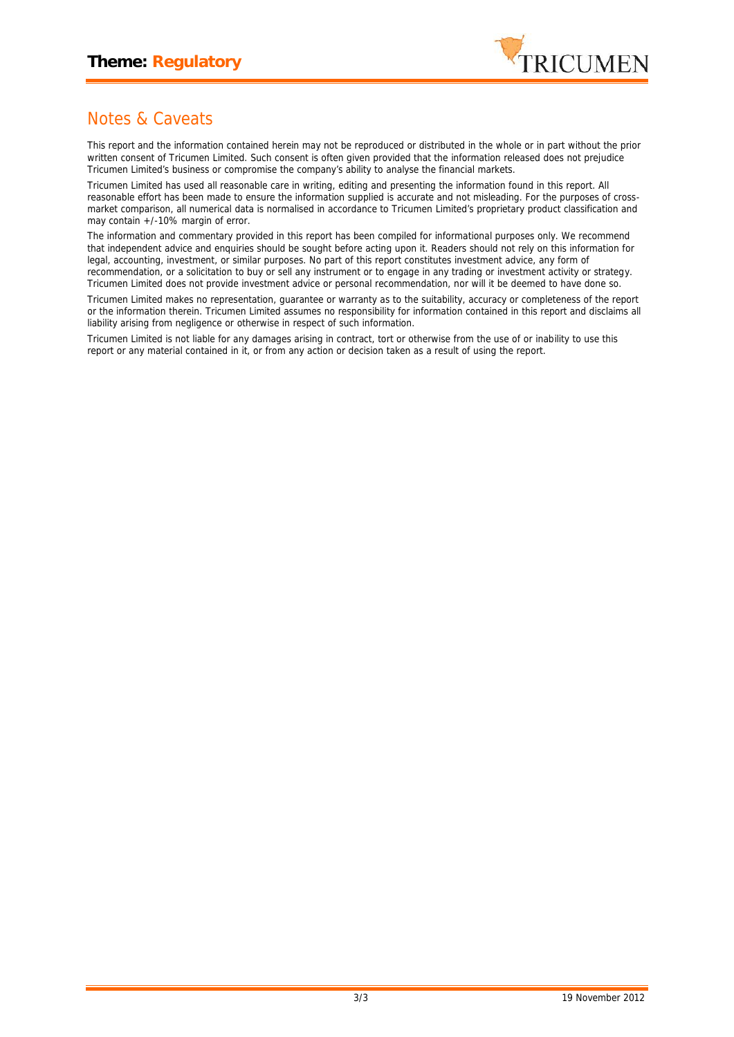## Notes & Caveats

This report and the information contained herein may not be reproduced or distributed in the whole or in part without the prior written consent of Tricumen Limited. Such consent is often given provided that the information released does not prejudice Tricumen Limited's business or compromise the company's ability to analyse the financial markets.

Tricumen Limited has used all reasonable care in writing, editing and presenting the information found in this report. All reasonable effort has been made to ensure the information supplied is accurate and not misleading. For the purposes of cross-market comparison, all numerical data is normalised in accordance to Tricumen Limited's proprietary product classification and may contain +/-10% margin of error.

The information and commentary provided in this report has been compiled for informational purposes only. We recommend that independent advice and enquiries should be sought before acting upon it. Readers should not rely on this information for legal, accounting, investment, or similar purposes. No part of this report constitutes investment advice, any form of recommendation, or a solicitation to buy or sell any instrument or to engage in any trading or investment activity or strategy. Tricumen Limited does not provide investment advice or personal recommendation, nor will it be deemed to have done so.

Tricumen Limited makes no representation, guarantee or warranty as to the suitability, accuracy or completeness of the report or the information therein. Tricumen Limited assumes no responsibility for information contained in this report and disclaims all liability arising from negligence or otherwise in respect of such information.

Tricumen Limited is not liable for any damages arising in contract, tort or otherwise from the use of or inability to use this report or any material contained in it, or from any action or decision taken as a result of using the report.